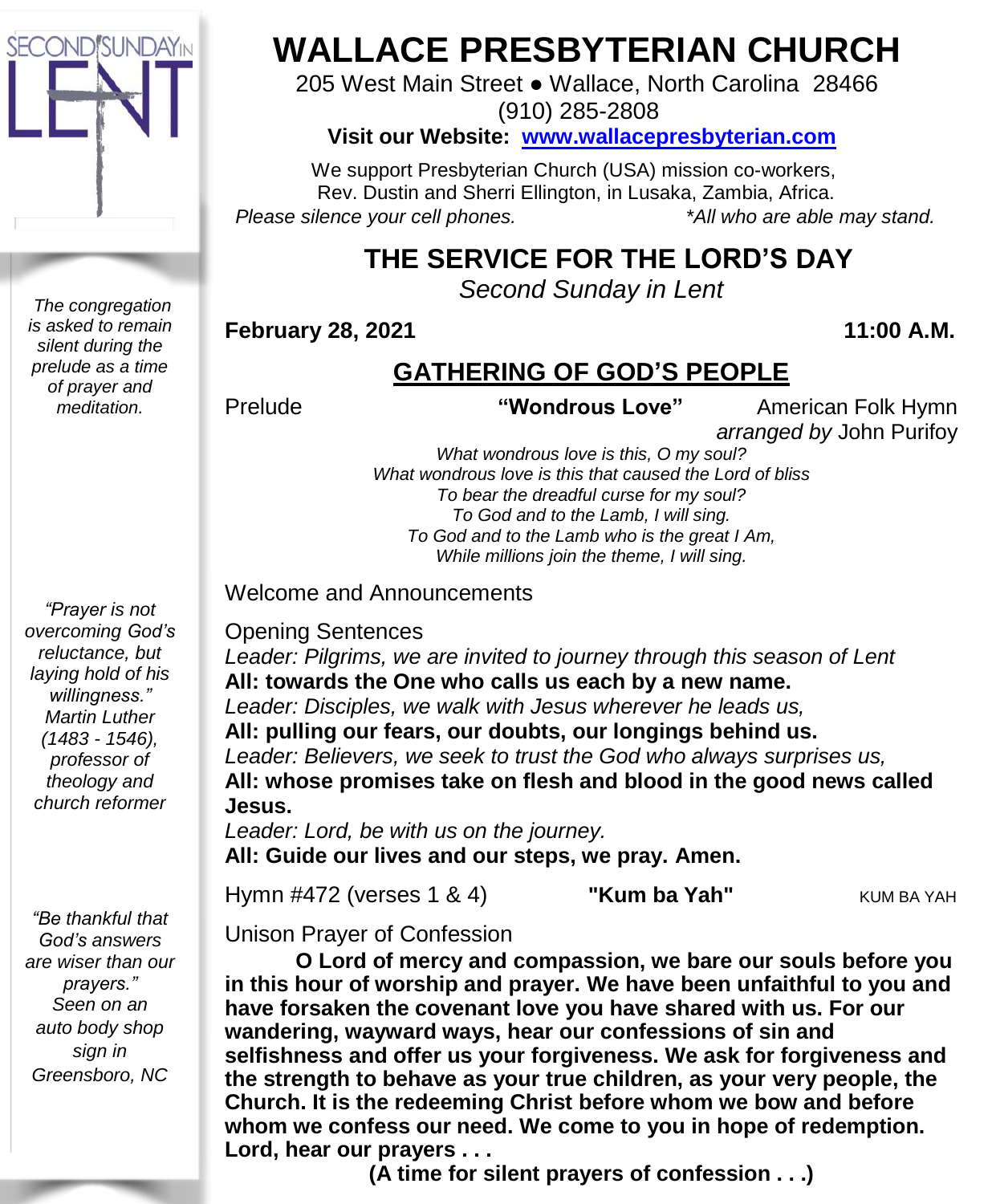# WALLACE PRESBYTERIAN CHURCH

205 West Main Street ● Wallace, North Carolina 28466
(910) 285-2808

**Visit our Website: www.wallacepresbyterian.com**

We support Presbyterian Church (USA) mission co-workers,
Rev. Dustin and Sherri Ellington, in Lusaka, Zambia, Africa.

*Please silence your cell phones.* *\*All who are able may stand.*

## THE SERVICE FOR THE LORD'S DAY

*Second Sunday in Lent*

**February 28, 2021** **11:00 A.M.**

## GATHERING OF GOD'S PEOPLE

*The congregation is asked to remain silent during the prelude as a time of prayer and meditation.*

Prelude **"Wondrous Love"** American Folk Hymn
*arranged by* John Purifoy

*What wondrous love is this, O my soul?*
*What wondrous love is this that caused the Lord of bliss*
*To bear the dreadful curse for my soul?*
*To God and to the Lamb, I will sing.*
*To God and to the Lamb who is the great I Am,*
*While millions join the theme, I will sing.*

Welcome and Announcements

*"Prayer is not overcoming God's reluctance, but laying hold of his willingness."* *Martin Luther (1483 - 1546), professor of theology and church reformer*

Opening Sentences

*Leader: Pilgrims, we are invited to journey through this season of Lent*
**All: towards the One who calls us each by a new name.**
*Leader: Disciples, we walk with Jesus wherever he leads us,*
**All: pulling our fears, our doubts, our longings behind us.**
*Leader: Believers, we seek to trust the God who always surprises us,*
**All: whose promises take on flesh and blood in the good news called Jesus.**
*Leader: Lord, be with us on the journey.*
**All: Guide our lives and our steps, we pray. Amen.**

Hymn #472 (verses 1 & 4) **"Kum ba Yah"** KUM BA YAH

*"Be thankful that God's answers are wiser than our prayers."* *Seen on an auto body shop sign in Greensboro, NC*

Unison Prayer of Confession

**O Lord of mercy and compassion, we bare our souls before you in this hour of worship and prayer. We have been unfaithful to you and have forsaken the covenant love you have shared with us. For our wandering, wayward ways, hear our confessions of sin and selfishness and offer us your forgiveness. We ask for forgiveness and the strength to behave as your true children, as your very people, the Church. It is the redeeming Christ before whom we bow and before whom we confess our need. We come to you in hope of redemption. Lord, hear our prayers . . .**

**(A time for silent prayers of confession . . .)**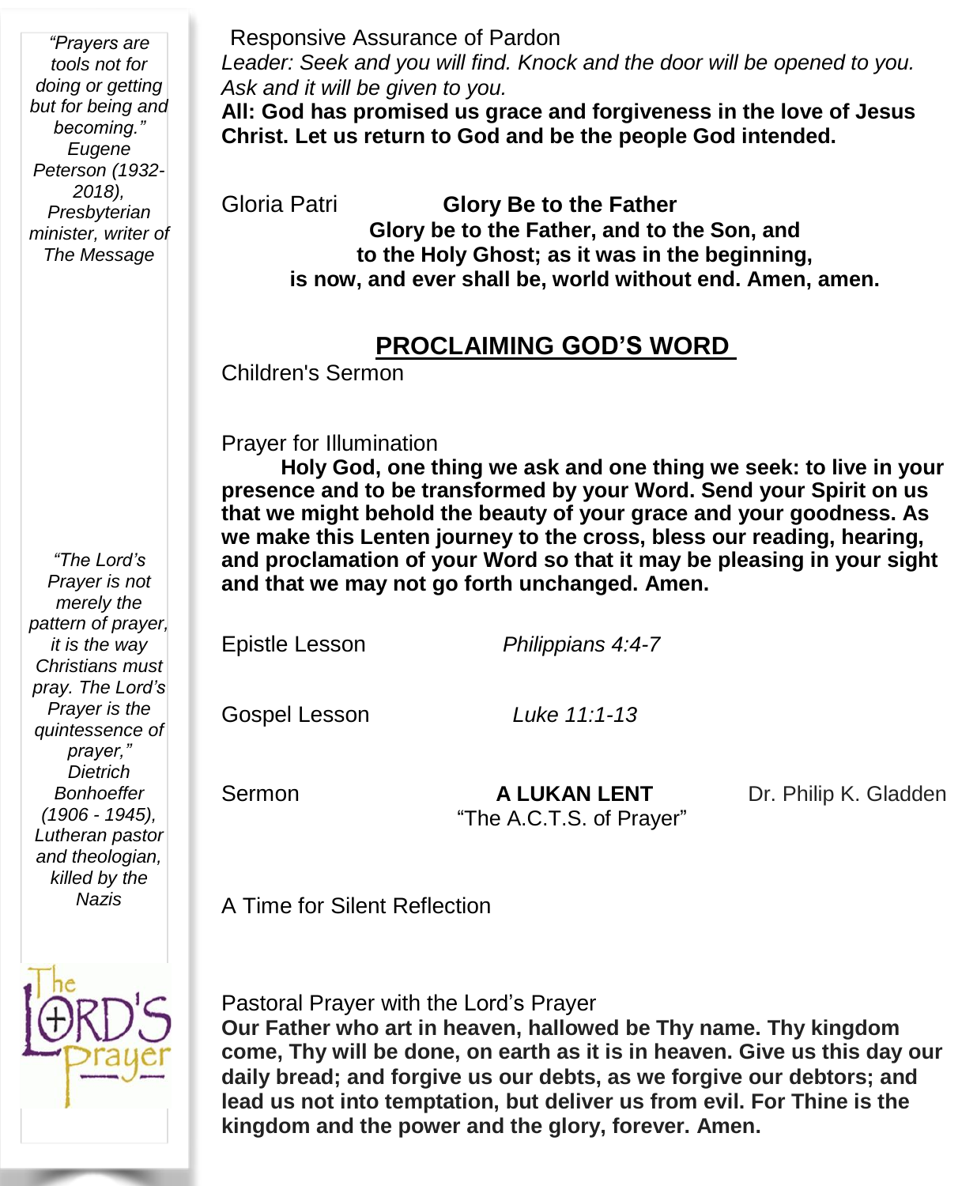*"Prayers are tools not for doing or getting but for being and becoming." Eugene Peterson (1932-2018), Presbyterian minister, writer of The Message*

Responsive Assurance of Pardon

*Leader: Seek and you will find. Knock and the door will be opened to you. Ask and it will be given to you.*

**All: God has promised us grace and forgiveness in the love of Jesus Christ. Let us return to God and be the people God intended.**

Gloria Patri **Glory Be to the Father**

**Glory be to the Father, and to the Son, and to the Holy Ghost; as it was in the beginning, is now, and ever shall be, world without end. Amen, amen.**

## PROCLAIMING GOD'S WORD

Children's Sermon

Prayer for Illumination

**Holy God, one thing we ask and one thing we seek: to live in your presence and to be transformed by your Word. Send your Spirit on us that we might behold the beauty of your grace and your goodness. As we make this Lenten journey to the cross, bless our reading, hearing, and proclamation of your Word so that it may be pleasing in your sight and that we may not go forth unchanged. Amen.**

*"The Lord's Prayer is not merely the pattern of prayer, it is the way Christians must pray. The Lord's Prayer is the quintessence of prayer," Dietrich Bonhoeffer (1906 - 1945), Lutheran pastor and theologian, killed by the Nazis*

Epistle Lesson *Philippians 4:4-7*

Gospel Lesson *Luke 11:1-13*

Sermon **A LUKAN LENT** Dr. Philip K. Gladden
"The A.C.T.S. of Prayer"

A Time for Silent Reflection

Pastoral Prayer with the Lord's Prayer

**Our Father who art in heaven, hallowed be Thy name. Thy kingdom come, Thy will be done, on earth as it is in heaven. Give us this day our daily bread; and forgive us our debts, as we forgive our debtors; and lead us not into temptation, but deliver us from evil. For Thine is the kingdom and the power and the glory, forever. Amen.**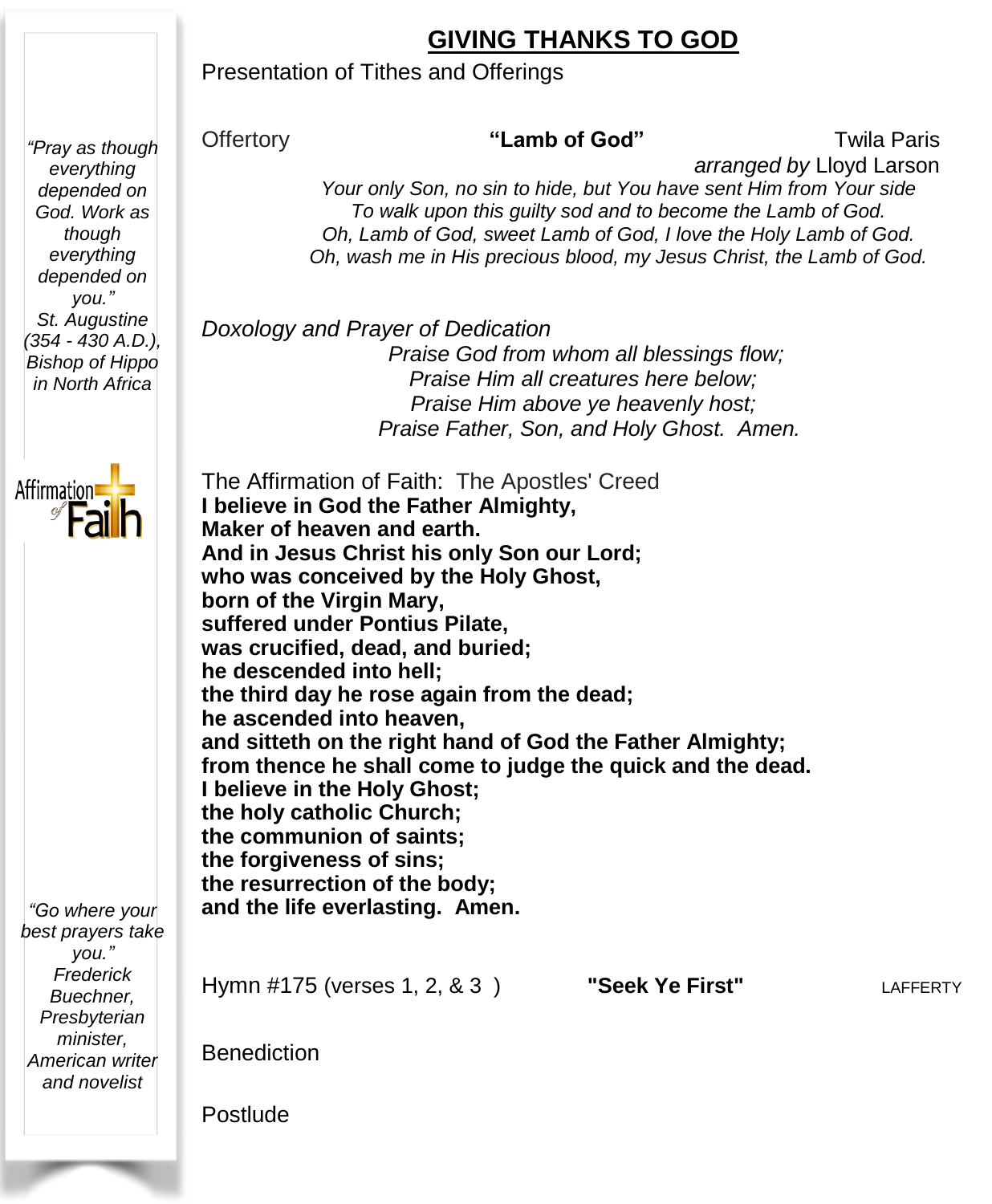## GIVING THANKS TO GOD

Presentation of Tithes and Offerings

Offertory **"Lamb of God"** Twila Paris
*arranged by* Lloyd Larson

*Your only Son, no sin to hide, but You have sent Him from Your side*
*To walk upon this guilty sod and to become the Lamb of God.*
*Oh, Lamb of God, sweet Lamb of God, I love the Holy Lamb of God.*
*Oh, wash me in His precious blood, my Jesus Christ, the Lamb of God.*

*Doxology and Prayer of Dedication*

*Praise God from whom all blessings flow;*
*Praise Him all creatures here below;*
*Praise Him above ye heavenly host;*
*Praise Father, Son, and Holy Ghost. Amen.*

The Affirmation of Faith: The Apostles' Creed

**I believe in God the Father Almighty,**
**Maker of heaven and earth.**
**And in Jesus Christ his only Son our Lord;**
**who was conceived by the Holy Ghost,**
**born of the Virgin Mary,**
**suffered under Pontius Pilate,**
**was crucified, dead, and buried;**
**he descended into hell;**
**the third day he rose again from the dead;**
**he ascended into heaven,**
**and sitteth on the right hand of God the Father Almighty;**
**from thence he shall come to judge the quick and the dead.**
**I believe in the Holy Ghost;**
**the holy catholic Church;**
**the communion of saints;**
**the forgiveness of sins;**
**the resurrection of the body;**
**and the life everlasting. Amen.**

Hymn #175 (verses 1, 2, & 3 ) **"Seek Ye First"** LAFFERTY

Benediction

Postlude

*"Pray as though everything depended on God. Work as though everything depended on you."*
*St. Augustine (354 - 430 A.D.), Bishop of Hippo in North Africa*

Affirmation of Faith

*"Go where your best prayers take you."*
*Frederick Buechner, Presbyterian minister, American writer and novelist*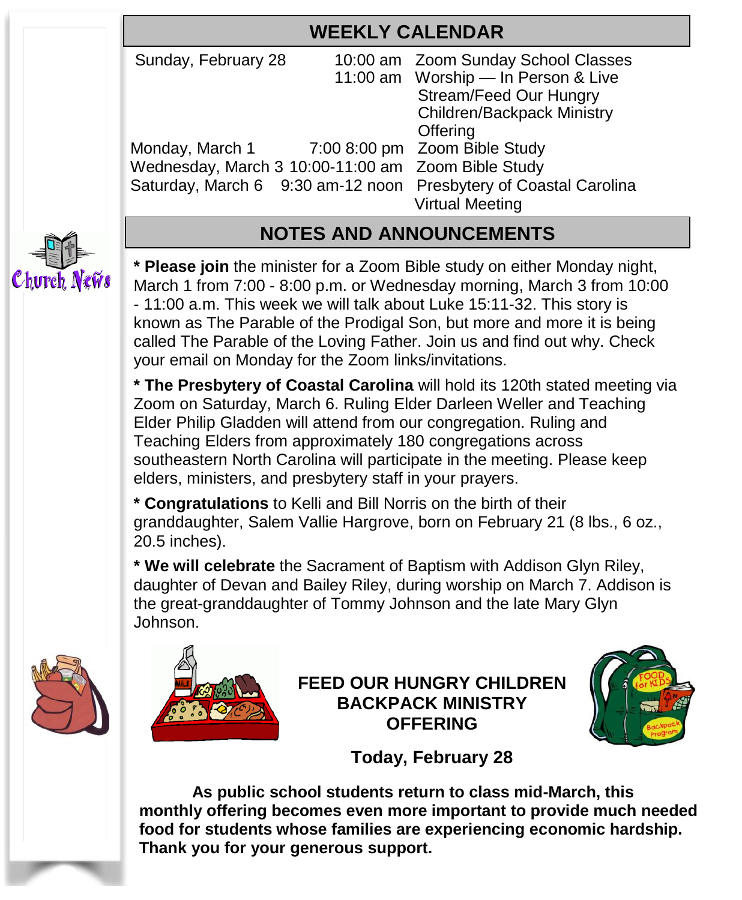## WEEKLY CALENDAR

| | | |
|---|---|---|
| Sunday, February 28 | 10:00 am | Zoom Sunday School Classes |
| | 11:00 am | Worship — In Person & Live Stream/Feed Our Hungry Children/Backpack Ministry Offering |
| Monday, March 1 | 7:00 8:00 pm | Zoom Bible Study |
| Wednesday, March 3 | 10:00-11:00 am | Zoom Bible Study |
| Saturday, March 6 | 9:30 am-12 noon | Presbytery of Coastal Carolina Virtual Meeting |

## NOTES AND ANNOUNCEMENTS

Church News

* **Please join** the minister for a Zoom Bible study on either Monday night, March 1 from 7:00 - 8:00 p.m. or Wednesday morning, March 3 from 10:00 - 11:00 a.m. This week we will talk about Luke 15:11-32. This story is known as The Parable of the Prodigal Son, but more and more it is being called The Parable of the Loving Father. Join us and find out why. Check your email on Monday for the Zoom links/invitations.

* **The Presbytery of Coastal Carolina** will hold its 120th stated meeting via Zoom on Saturday, March 6. Ruling Elder Darleen Weller and Teaching Elder Philip Gladden will attend from our congregation. Ruling and Teaching Elders from approximately 180 congregations across southeastern North Carolina will participate in the meeting. Please keep elders, ministers, and presbytery staff in your prayers.

* **Congratulations** to Kelli and Bill Norris on the birth of their granddaughter, Salem Vallie Hargrove, born on February 21 (8 lbs., 6 oz., 20.5 inches).

* **We will celebrate** the Sacrament of Baptism with Addison Glyn Riley, daughter of Devan and Bailey Riley, during worship on March 7. Addison is the great-granddaughter of Tommy Johnson and the late Mary Glyn Johnson.

**FEED OUR HUNGRY CHILDREN BACKPACK MINISTRY OFFERING**

**Today, February 28**

**As public school students return to class mid-March, this monthly offering becomes even more important to provide much needed food for students whose families are experiencing economic hardship. Thank you for your generous support.**